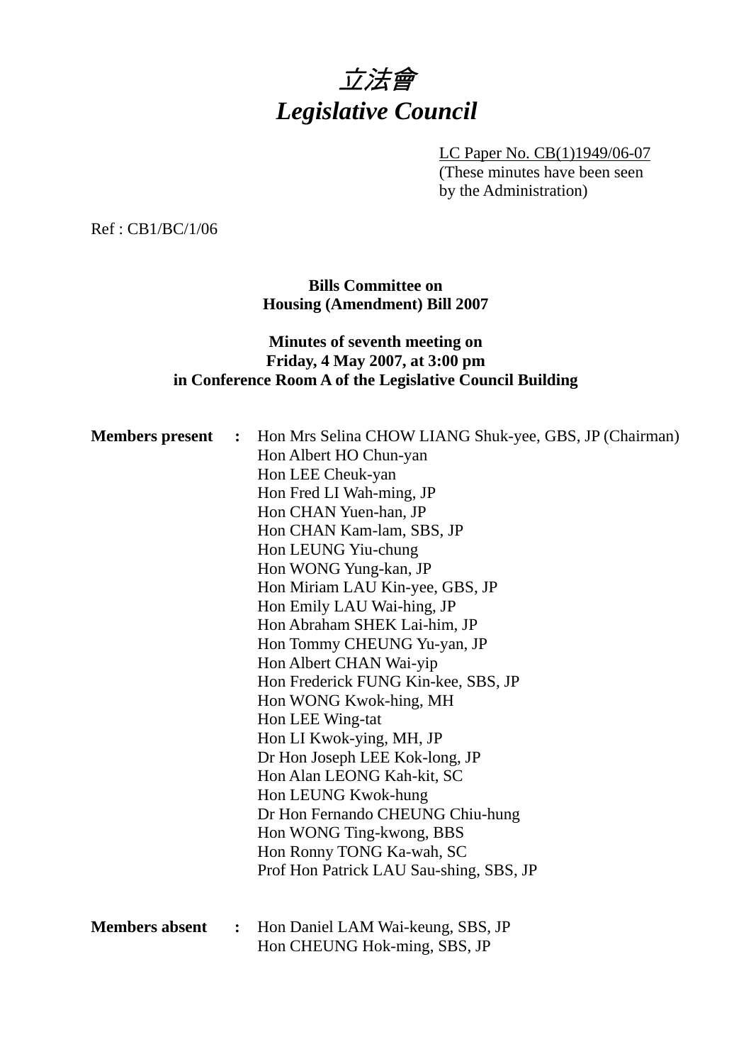# *立法會*
# *Legislative Council*

LC Paper No. CB(1)1949/06-07
(These minutes have been seen by the Administration)

Ref : CB1/BC/1/06

**Bills Committee on**
**Housing (Amendment) Bill 2007**

**Minutes of seventh meeting on**
**Friday, 4 May 2007, at 3:00 pm**
**in Conference Room A of the Legislative Council Building**

**Members present :**
Hon Mrs Selina CHOW LIANG Shuk-yee, GBS, JP (Chairman)
Hon Albert HO Chun-yan
Hon LEE Cheuk-yan
Hon Fred LI Wah-ming, JP
Hon CHAN Yuen-han, JP
Hon CHAN Kam-lam, SBS, JP
Hon LEUNG Yiu-chung
Hon WONG Yung-kan, JP
Hon Miriam LAU Kin-yee, GBS, JP
Hon Emily LAU Wai-hing, JP
Hon Abraham SHEK Lai-him, JP
Hon Tommy CHEUNG Yu-yan, JP
Hon Albert CHAN Wai-yip
Hon Frederick FUNG Kin-kee, SBS, JP
Hon WONG Kwok-hing, MH
Hon LEE Wing-tat
Hon LI Kwok-ying, MH, JP
Dr Hon Joseph LEE Kok-long, JP
Hon Alan LEONG Kah-kit, SC
Hon LEUNG Kwok-hung
Dr Hon Fernando CHEUNG Chiu-hung
Hon WONG Ting-kwong, BBS
Hon Ronny TONG Ka-wah, SC
Prof Hon Patrick LAU Sau-shing, SBS, JP

**Members absent :**
Hon Daniel LAM Wai-keung, SBS, JP
Hon CHEUNG Hok-ming, SBS, JP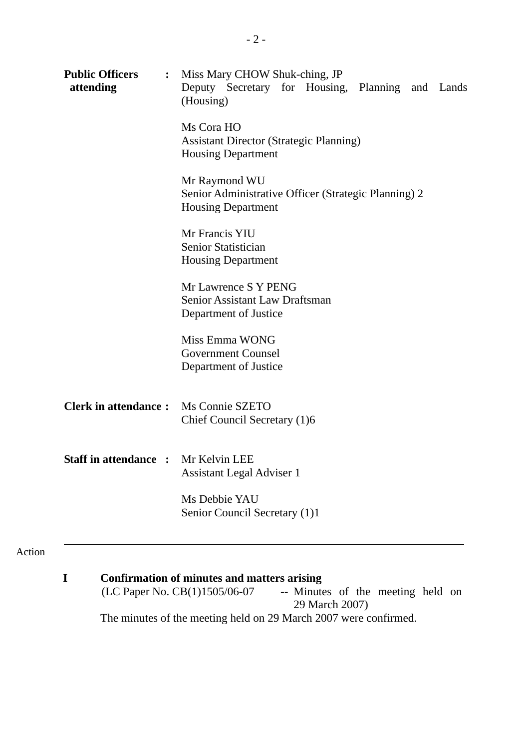**Public Officers attending** : Miss Mary CHOW Shuk-ching, JP
Deputy Secretary for Housing, Planning and Lands (Housing)

Ms Cora HO
Assistant Director (Strategic Planning)
Housing Department

Mr Raymond WU
Senior Administrative Officer (Strategic Planning) 2
Housing Department

Mr Francis YIU
Senior Statistician
Housing Department

Mr Lawrence S Y PENG
Senior Assistant Law Draftsman
Department of Justice

Miss Emma WONG
Government Counsel
Department of Justice

**Clerk in attendance :** Ms Connie SZETO
Chief Council Secretary (1)6

**Staff in attendance :** Mr Kelvin LEE
Assistant Legal Adviser 1

Ms Debbie YAU
Senior Council Secretary (1)1

---

Action

**I Confirmation of minutes and matters arising**

(LC Paper No. CB(1)1505/06-07 -- Minutes of the meeting held on 29 March 2007)

The minutes of the meeting held on 29 March 2007 were confirmed.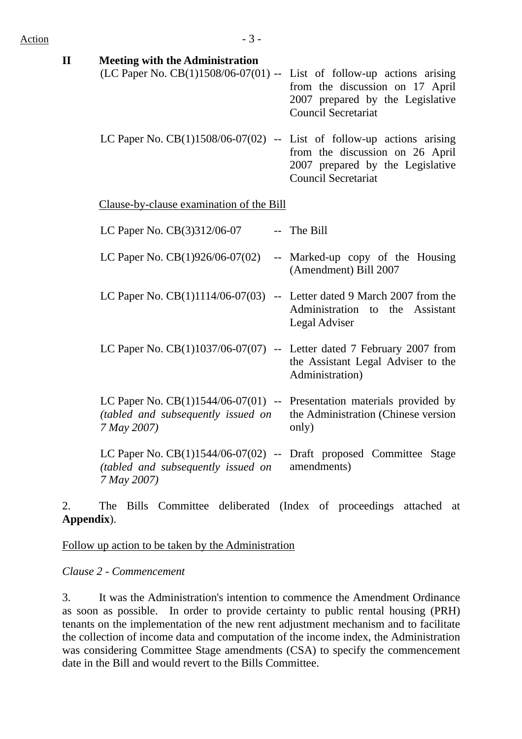Action

**II Meeting with the Administration**

(LC Paper No. CB(1)1508/06-07(01) -- List of follow-up actions arising from the discussion on 17 April 2007 prepared by the Legislative Council Secretariat

LC Paper No. CB(1)1508/06-07(02) -- List of follow-up actions arising from the discussion on 26 April 2007 prepared by the Legislative Council Secretariat

Clause-by-clause examination of the Bill

LC Paper No. CB(3)312/06-07 -- The Bill

LC Paper No. CB(1)926/06-07(02) -- Marked-up copy of the Housing (Amendment) Bill 2007

LC Paper No. CB(1)1114/06-07(03) -- Letter dated 9 March 2007 from the Administration to the Assistant Legal Adviser

LC Paper No. CB(1)1037/06-07(07) -- Letter dated 7 February 2007 from the Assistant Legal Adviser to the Administration)

LC Paper No. CB(1)1544/06-07(01) *(tabled and subsequently issued on 7 May 2007)* -- Presentation materials provided by the Administration (Chinese version only)

LC Paper No. CB(1)1544/06-07(02) *(tabled and subsequently issued on 7 May 2007)* -- Draft proposed Committee Stage amendments)

2. The Bills Committee deliberated (Index of proceedings attached at **Appendix**).

Follow up action to be taken by the Administration

*Clause 2 - Commencement*

3. It was the Administration's intention to commence the Amendment Ordinance as soon as possible. In order to provide certainty to public rental housing (PRH) tenants on the implementation of the new rent adjustment mechanism and to facilitate the collection of income data and computation of the income index, the Administration was considering Committee Stage amendments (CSA) to specify the commencement date in the Bill and would revert to the Bills Committee.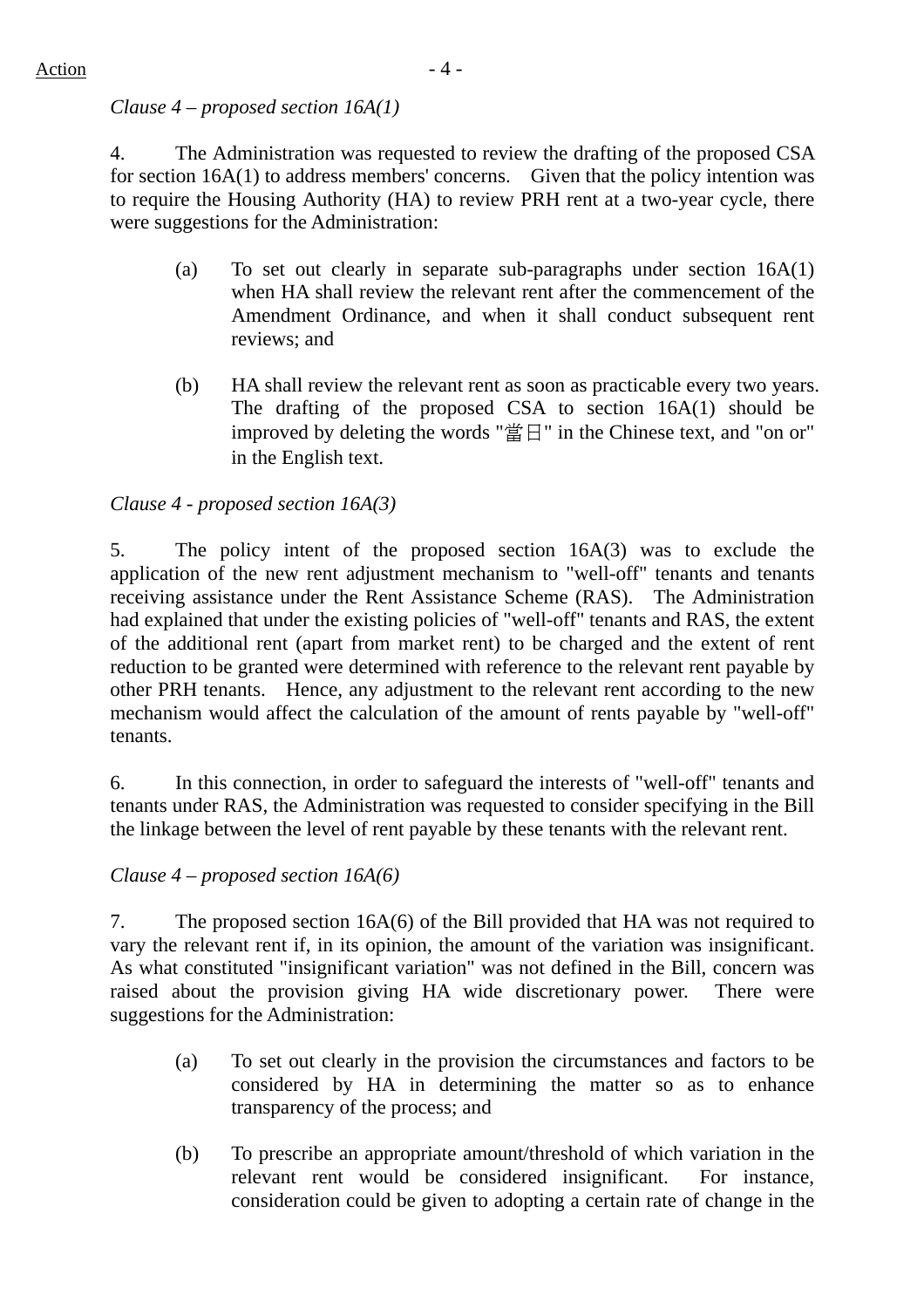*Clause 4 – proposed section 16A(1)*

4. The Administration was requested to review the drafting of the proposed CSA for section 16A(1) to address members' concerns. Given that the policy intention was to require the Housing Authority (HA) to review PRH rent at a two-year cycle, there were suggestions for the Administration:

(a) To set out clearly in separate sub-paragraphs under section 16A(1) when HA shall review the relevant rent after the commencement of the Amendment Ordinance, and when it shall conduct subsequent rent reviews; and

(b) HA shall review the relevant rent as soon as practicable every two years. The drafting of the proposed CSA to section 16A(1) should be improved by deleting the words "當日" in the Chinese text, and "on or" in the English text.

*Clause 4 - proposed section 16A(3)*

5. The policy intent of the proposed section 16A(3) was to exclude the application of the new rent adjustment mechanism to "well-off" tenants and tenants receiving assistance under the Rent Assistance Scheme (RAS). The Administration had explained that under the existing policies of "well-off" tenants and RAS, the extent of the additional rent (apart from market rent) to be charged and the extent of rent reduction to be granted were determined with reference to the relevant rent payable by other PRH tenants. Hence, any adjustment to the relevant rent according to the new mechanism would affect the calculation of the amount of rents payable by "well-off" tenants.

6. In this connection, in order to safeguard the interests of "well-off" tenants and tenants under RAS, the Administration was requested to consider specifying in the Bill the linkage between the level of rent payable by these tenants with the relevant rent.

*Clause 4 – proposed section 16A(6)*

7. The proposed section 16A(6) of the Bill provided that HA was not required to vary the relevant rent if, in its opinion, the amount of the variation was insignificant. As what constituted "insignificant variation" was not defined in the Bill, concern was raised about the provision giving HA wide discretionary power. There were suggestions for the Administration:

(a) To set out clearly in the provision the circumstances and factors to be considered by HA in determining the matter so as to enhance transparency of the process; and

(b) To prescribe an appropriate amount/threshold of which variation in the relevant rent would be considered insignificant. For instance, consideration could be given to adopting a certain rate of change in the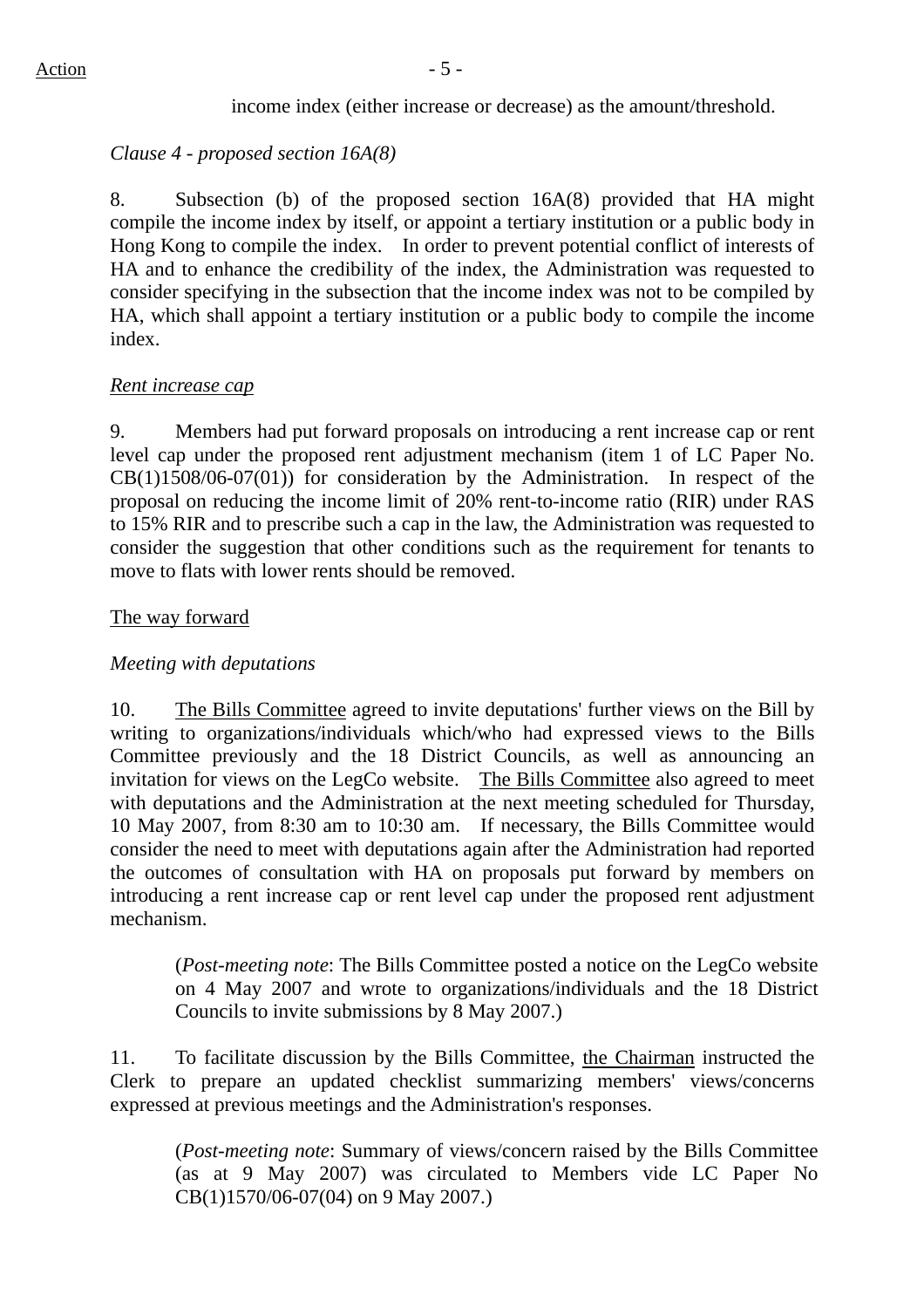income index (either increase or decrease) as the amount/threshold.

*Clause 4 - proposed section 16A(8)*

8. Subsection (b) of the proposed section 16A(8) provided that HA might compile the income index by itself, or appoint a tertiary institution or a public body in Hong Kong to compile the index. In order to prevent potential conflict of interests of HA and to enhance the credibility of the index, the Administration was requested to consider specifying in the subsection that the income index was not to be compiled by HA, which shall appoint a tertiary institution or a public body to compile the income index.

*Rent increase cap*

9. Members had put forward proposals on introducing a rent increase cap or rent level cap under the proposed rent adjustment mechanism (item 1 of LC Paper No. CB(1)1508/06-07(01)) for consideration by the Administration. In respect of the proposal on reducing the income limit of 20% rent-to-income ratio (RIR) under RAS to 15% RIR and to prescribe such a cap in the law, the Administration was requested to consider the suggestion that other conditions such as the requirement for tenants to move to flats with lower rents should be removed.

The way forward

*Meeting with deputations*

10. The Bills Committee agreed to invite deputations' further views on the Bill by writing to organizations/individuals which/who had expressed views to the Bills Committee previously and the 18 District Councils, as well as announcing an invitation for views on the LegCo website. The Bills Committee also agreed to meet with deputations and the Administration at the next meeting scheduled for Thursday, 10 May 2007, from 8:30 am to 10:30 am. If necessary, the Bills Committee would consider the need to meet with deputations again after the Administration had reported the outcomes of consultation with HA on proposals put forward by members on introducing a rent increase cap or rent level cap under the proposed rent adjustment mechanism.

> (*Post-meeting note*: The Bills Committee posted a notice on the LegCo website on 4 May 2007 and wrote to organizations/individuals and the 18 District Councils to invite submissions by 8 May 2007.)

11. To facilitate discussion by the Bills Committee, the Chairman instructed the Clerk to prepare an updated checklist summarizing members' views/concerns expressed at previous meetings and the Administration's responses.

> (*Post-meeting note*: Summary of views/concern raised by the Bills Committee (as at 9 May 2007) was circulated to Members vide LC Paper No CB(1)1570/06-07(04) on 9 May 2007.)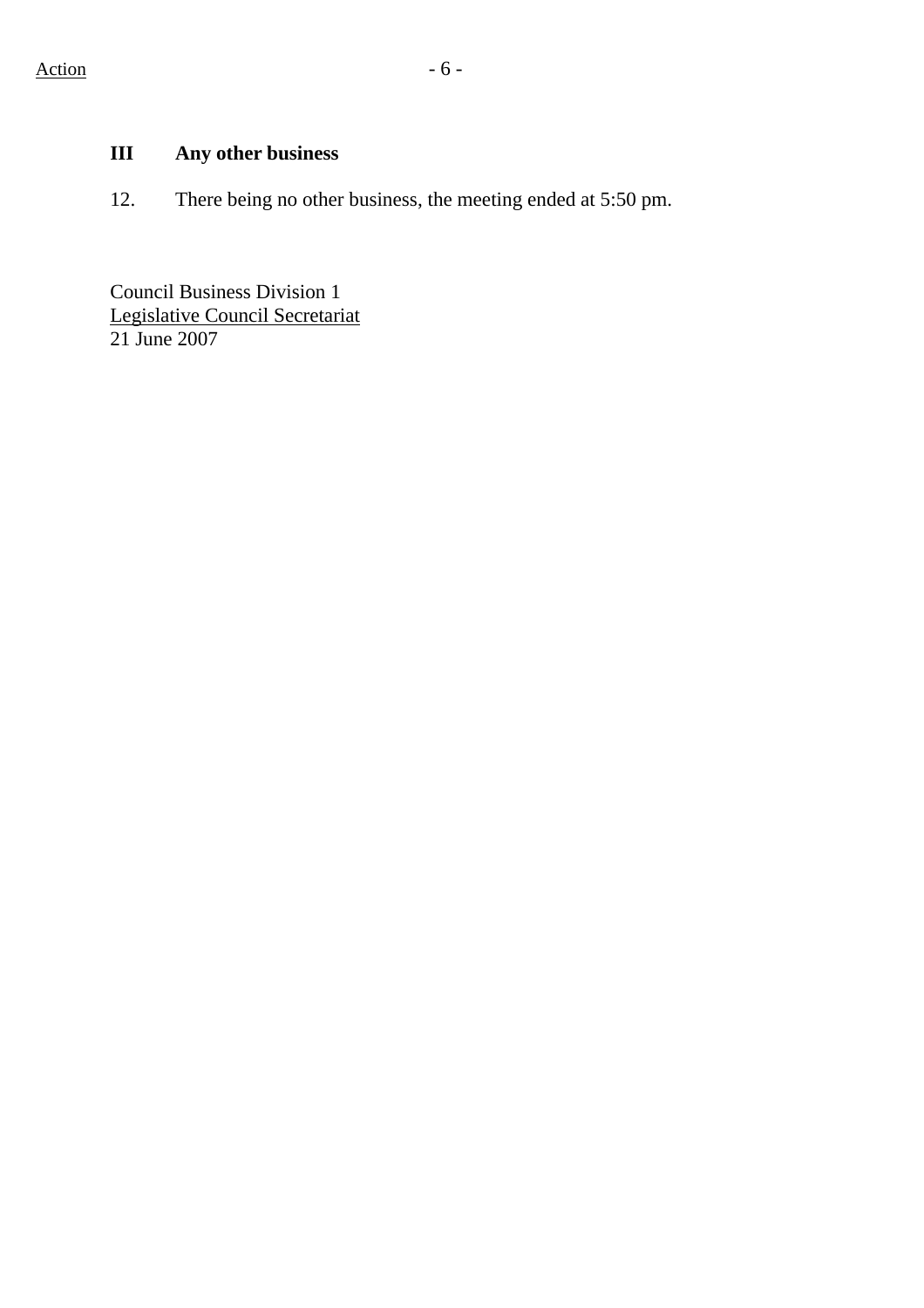Action

## III Any other business

12. There being no other business, the meeting ended at 5:50 pm.

Council Business Division 1
Legislative Council Secretariat
21 June 2007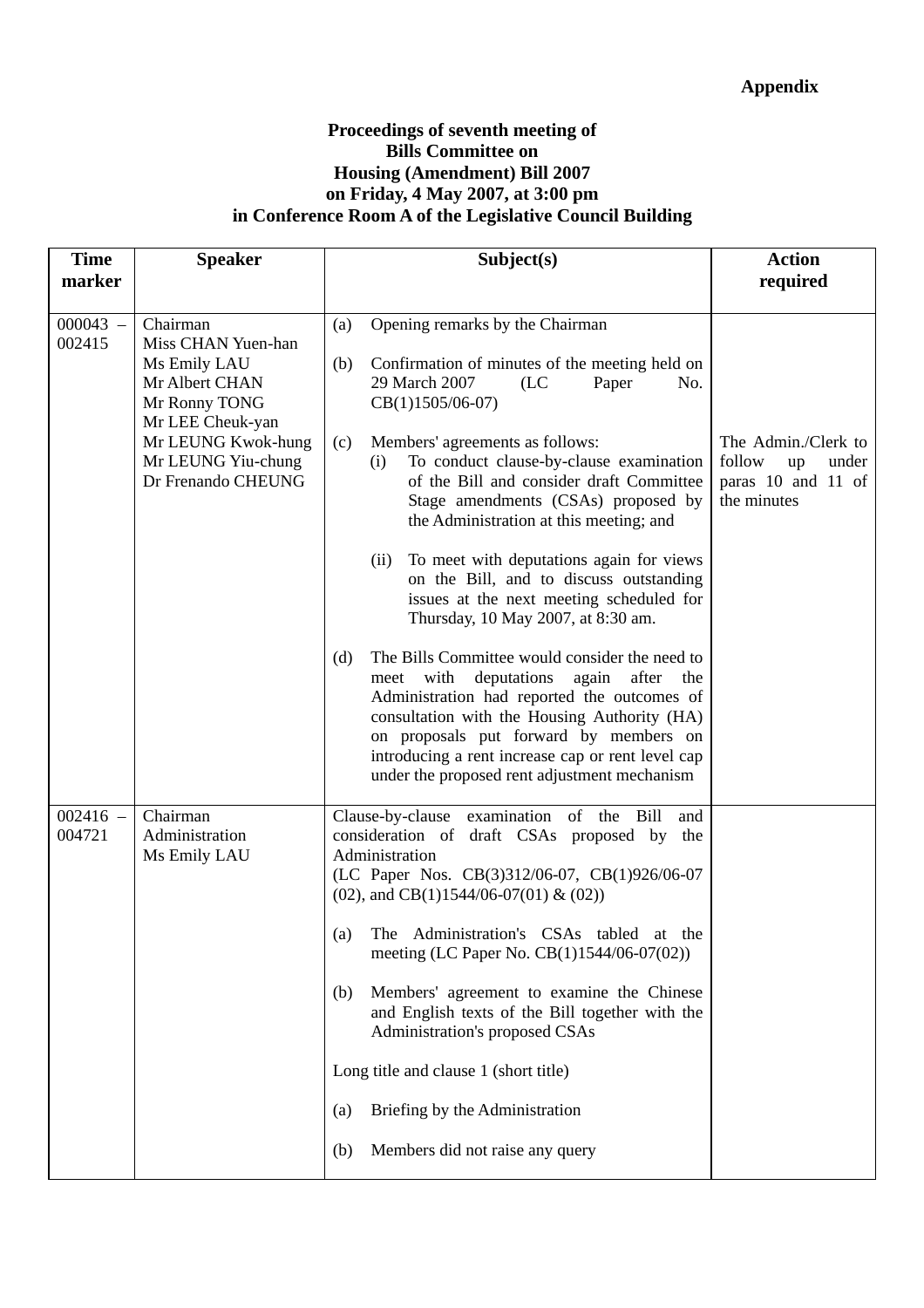**Appendix**

**Proceedings of seventh meeting of**
**Bills Committee on**
**Housing (Amendment) Bill 2007**
**on Friday, 4 May 2007, at 3:00 pm**
**in Conference Room A of the Legislative Council Building**

| Time marker | Speaker | Subject(s) | Action required |
|---|---|---|---|
| 000043 – 002415 | Chairman<br>Miss CHAN Yuen-han<br>Ms Emily LAU<br>Mr Albert CHAN<br>Mr Ronny TONG<br>Mr LEE Cheuk-yan<br>Mr LEUNG Kwok-hung<br>Mr LEUNG Yiu-chung<br>Dr Frenando CHEUNG | (a) Opening remarks by the Chairman<br><br>(b) Confirmation of minutes of the meeting held on 29 March 2007 (LC Paper No. CB(1)1505/06-07)<br><br>(c) Members' agreements as follows:<br>(i) To conduct clause-by-clause examination of the Bill and consider draft Committee Stage amendments (CSAs) proposed by the Administration at this meeting; and<br><br>(ii) To meet with deputations again for views on the Bill, and to discuss outstanding issues at the next meeting scheduled for Thursday, 10 May 2007, at 8:30 am.<br><br>(d) The Bills Committee would consider the need to meet with deputations again after the Administration had reported the outcomes of consultation with the Housing Authority (HA) on proposals put forward by members on introducing a rent increase cap or rent level cap under the proposed rent adjustment mechanism | The Admin./Clerk to follow up under paras 10 and 11 of the minutes |
| 002416 – 004721 | Chairman<br>Administration<br>Ms Emily LAU | Clause-by-clause examination of the Bill and consideration of draft CSAs proposed by the Administration<br>(LC Paper Nos. CB(3)312/06-07, CB(1)926/06-07 (02), and CB(1)1544/06-07(01) & (02))<br><br>(a) The Administration's CSAs tabled at the meeting (LC Paper No. CB(1)1544/06-07(02))<br><br>(b) Members' agreement to examine the Chinese and English texts of the Bill together with the Administration's proposed CSAs<br><br>Long title and clause 1 (short title)<br><br>(a) Briefing by the Administration<br><br>(b) Members did not raise any query | |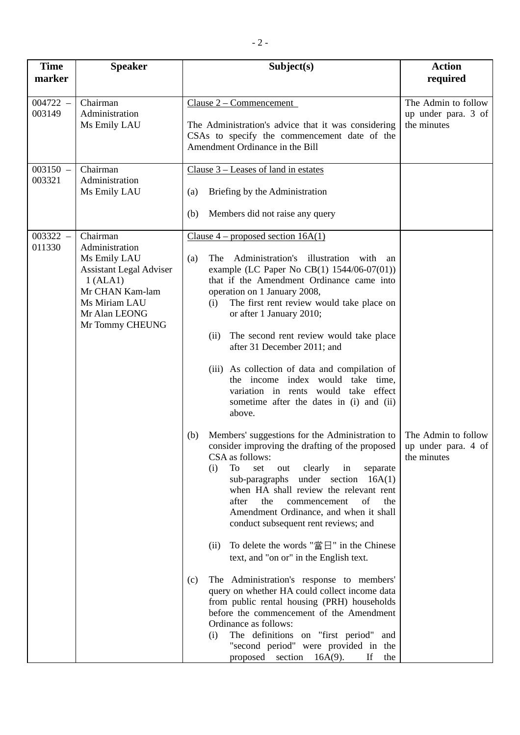| Time marker | Speaker | Subject(s) | Action required |
|---|---|---|---|
| 004722 – 003149 | Chairman<br>Administration<br>Ms Emily LAU | Clause 2 – Commencement<br><br>The Administration's advice that it was considering CSAs to specify the commencement date of the Amendment Ordinance in the Bill | The Admin to follow up under para. 3 of the minutes |
| 003150 – 003321 | Chairman<br>Administration<br>Ms Emily LAU | Clause 3 – Leases of land in estates<br><br>(a) Briefing by the Administration<br><br>(b) Members did not raise any query | |
| 003322 – 011330 | Chairman<br>Administration<br>Ms Emily LAU<br>Assistant Legal Adviser 1 (ALA1)<br>Mr CHAN Kam-lam<br>Ms Miriam LAU<br>Mr Alan LEONG<br>Mr Tommy CHEUNG | Clause 4 – proposed section 16A(1)<br><br>(a) The Administration's illustration with an example (LC Paper No CB(1) 1544/06-07(01)) that if the Amendment Ordinance came into operation on 1 January 2008,<br>(i) The first rent review would take place on or after 1 January 2010;<br><br>(ii) The second rent review would take place after 31 December 2011; and<br><br>(iii) As collection of data and compilation of the income index would take time, variation in rents would take effect sometime after the dates in (i) and (ii) above.<br><br>(b) Members' suggestions for the Administration to consider improving the drafting of the proposed CSA as follows:<br>(i) To set out clearly in separate sub-paragraphs under section 16A(1) when HA shall review the relevant rent after the commencement of the Amendment Ordinance, and when it shall conduct subsequent rent reviews; and<br><br>(ii) To delete the words "當日" in the Chinese text, and "on or" in the English text.<br><br>(c) The Administration's response to members' query on whether HA could collect income data from public rental housing (PRH) households before the commencement of the Amendment Ordinance as follows:<br>(i) The definitions on "first period" and "second period" were provided in the proposed section 16A(9). If the | <br><br><br><br><br><br><br><br><br><br><br><br><br><br><br><br>The Admin to follow up under para. 4 of the minutes |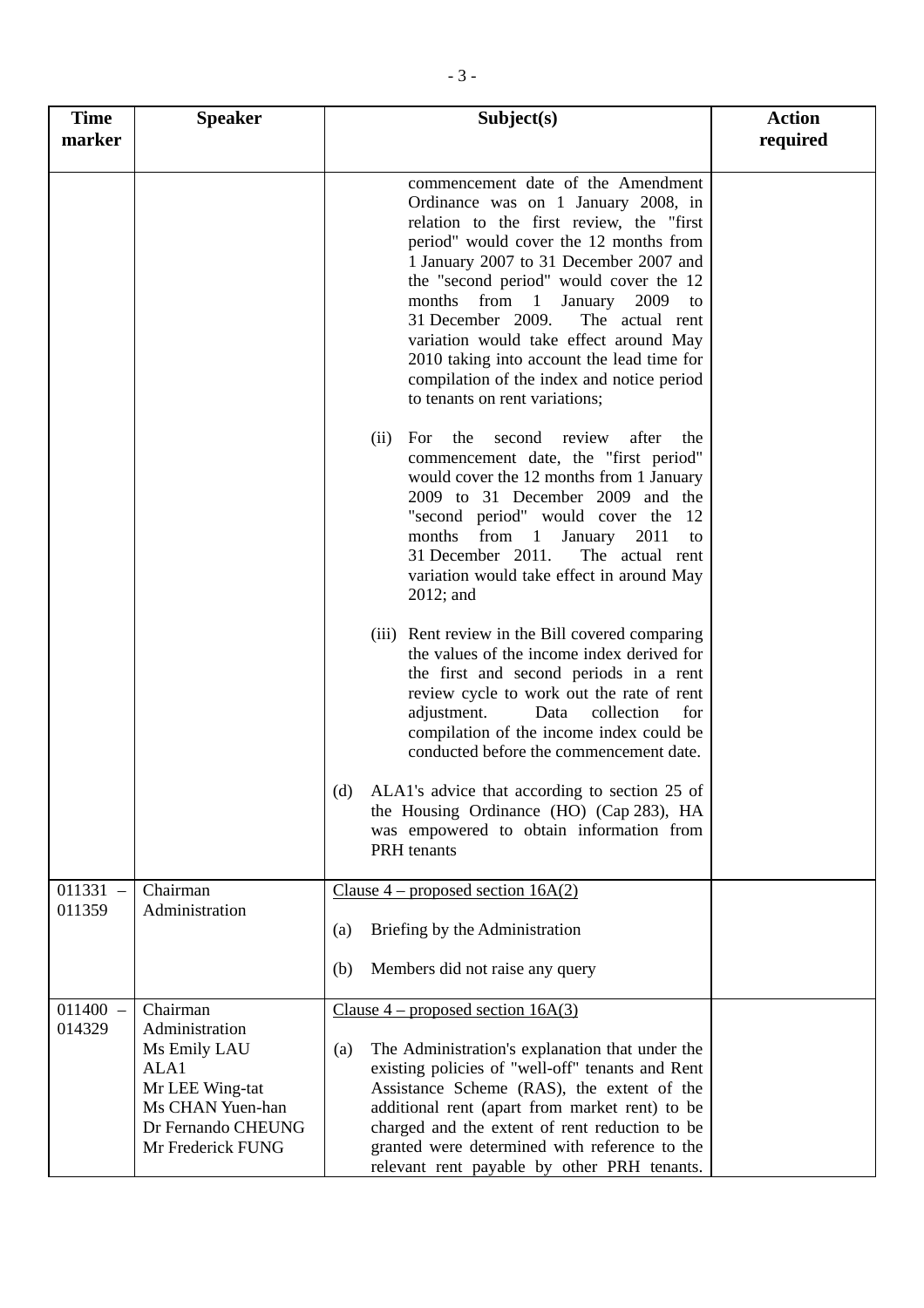| Time marker | Speaker | Subject(s) | Action required |
|---|---|---|---|
| | | commencement date of the Amendment Ordinance was on 1 January 2008, in relation to the first review, the "first period" would cover the 12 months from 1 January 2007 to 31 December 2007 and the "second period" would cover the 12 months from 1 January 2009 to 31 December 2009. The actual rent variation would take effect around May 2010 taking into account the lead time for compilation of the index and notice period to tenants on rent variations;<br><br>(ii) For the second review after the commencement date, the "first period" would cover the 12 months from 1 January 2009 to 31 December 2009 and the "second period" would cover the 12 months from 1 January 2011 to 31 December 2011. The actual rent variation would take effect in around May 2012; and<br><br>(iii) Rent review in the Bill covered comparing the values of the income index derived for the first and second periods in a rent review cycle to work out the rate of rent adjustment. Data collection for compilation of the income index could be conducted before the commencement date.<br><br>(d) ALA1's advice that according to section 25 of the Housing Ordinance (HO) (Cap 283), HA was empowered to obtain information from PRH tenants | |
| 011331 – 011359 | Chairman<br>Administration | Clause 4 – proposed section 16A(2)<br><br>(a) Briefing by the Administration<br><br>(b) Members did not raise any query | |
| 011400 – 014329 | Chairman<br>Administration<br>Ms Emily LAU<br>ALA1<br>Mr LEE Wing-tat<br>Ms CHAN Yuen-han<br>Dr Fernando CHEUNG<br>Mr Frederick FUNG | Clause 4 – proposed section 16A(3)<br><br>(a) The Administration's explanation that under the existing policies of "well-off" tenants and Rent Assistance Scheme (RAS), the extent of the additional rent (apart from market rent) to be charged and the extent of rent reduction to be granted were determined with reference to the relevant rent payable by other PRH tenants. | |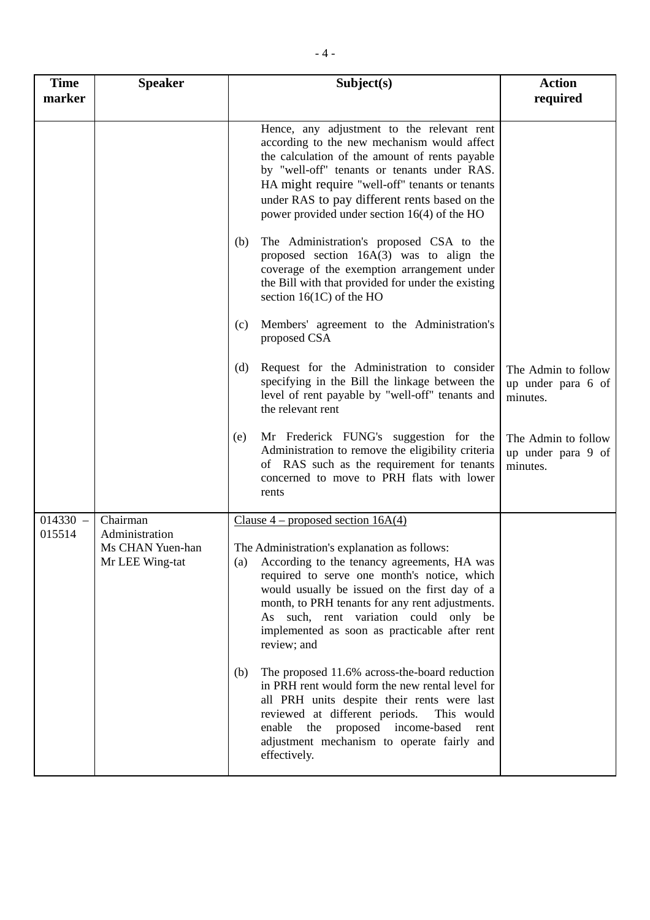| Time marker | Speaker | Subject(s) | Action required |
|---|---|---|---|
| | | Hence, any adjustment to the relevant rent according to the new mechanism would affect the calculation of the amount of rents payable by "well-off" tenants or tenants under RAS. HA might require "well-off" tenants or tenants under RAS to pay different rents based on the power provided under section 16(4) of the HO<br><br>(b) The Administration's proposed CSA to the proposed section 16A(3) was to align the coverage of the exemption arrangement under the Bill with that provided for under the existing section 16(1C) of the HO<br><br>(c) Members' agreement to the Administration's proposed CSA<br><br>(d) Request for the Administration to consider specifying in the Bill the linkage between the level of rent payable by "well-off" tenants and the relevant rent<br><br>(e) Mr Frederick FUNG's suggestion for the Administration to remove the eligibility criteria of RAS such as the requirement for tenants concerned to move to PRH flats with lower rents | The Admin to follow up under para 6 of minutes.<br><br>The Admin to follow up under para 9 of minutes. |
| 014330 – 015514 | Chairman<br>Administration<br>Ms CHAN Yuen-han<br>Mr LEE Wing-tat | Clause 4 – proposed section 16A(4)<br><br>The Administration's explanation as follows:<br>(a) According to the tenancy agreements, HA was required to serve one month's notice, which would usually be issued on the first day of a month, to PRH tenants for any rent adjustments. As such, rent variation could only be implemented as soon as practicable after rent review; and<br><br>(b) The proposed 11.6% across-the-board reduction in PRH rent would form the new rental level for all PRH units despite their rents were last reviewed at different periods. This would enable the proposed income-based rent adjustment mechanism to operate fairly and effectively. | |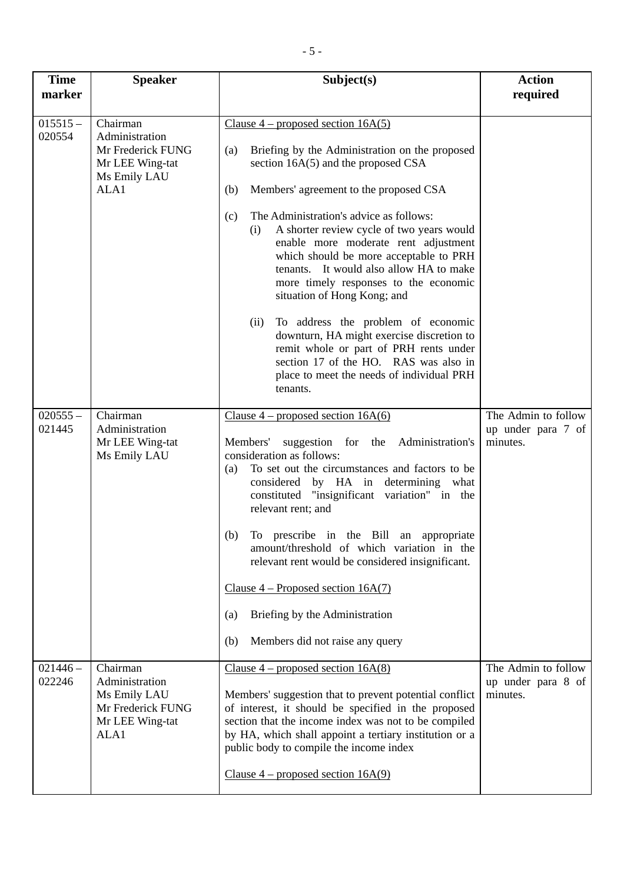| Time marker | Speaker | Subject(s) | Action required |
|---|---|---|---|
| 015515 – 020554 | Chairman<br>Administration<br>Mr Frederick FUNG<br>Mr LEE Wing-tat<br>Ms Emily LAU<br>ALA1 | <u>Clause 4 – proposed section 16A(5)</u><br><br>(a) Briefing by the Administration on the proposed section 16A(5) and the proposed CSA<br><br>(b) Members' agreement to the proposed CSA<br><br>(c) The Administration's advice as follows:<br>(i) A shorter review cycle of two years would enable more moderate rent adjustment which should be more acceptable to PRH tenants. It would also allow HA to make more timely responses to the economic situation of Hong Kong; and<br><br>(ii) To address the problem of economic downturn, HA might exercise discretion to remit whole or part of PRH rents under section 17 of the HO. RAS was also in place to meet the needs of individual PRH tenants. | |
| 020555 – 021445 | Chairman<br>Administration<br>Mr LEE Wing-tat<br>Ms Emily LAU | <u>Clause 4 – proposed section 16A(6)</u><br><br>Members' suggestion for the Administration's consideration as follows:<br>(a) To set out the circumstances and factors to be considered by HA in determining what constituted "insignificant variation" in the relevant rent; and<br><br>(b) To prescribe in the Bill an appropriate amount/threshold of which variation in the relevant rent would be considered insignificant.<br><br><u>Clause 4 – Proposed section 16A(7)</u><br><br>(a) Briefing by the Administration<br><br>(b) Members did not raise any query | The Admin to follow up under para 7 of minutes. |
| 021446 – 022246 | Chairman<br>Administration<br>Ms Emily LAU<br>Mr Frederick FUNG<br>Mr LEE Wing-tat<br>ALA1 | <u>Clause 4 – proposed section 16A(8)</u><br><br>Members' suggestion that to prevent potential conflict of interest, it should be specified in the proposed section that the income index was not to be compiled by HA, which shall appoint a tertiary institution or a public body to compile the income index<br><br><u>Clause 4 – proposed section 16A(9)</u> | The Admin to follow up under para 8 of minutes. |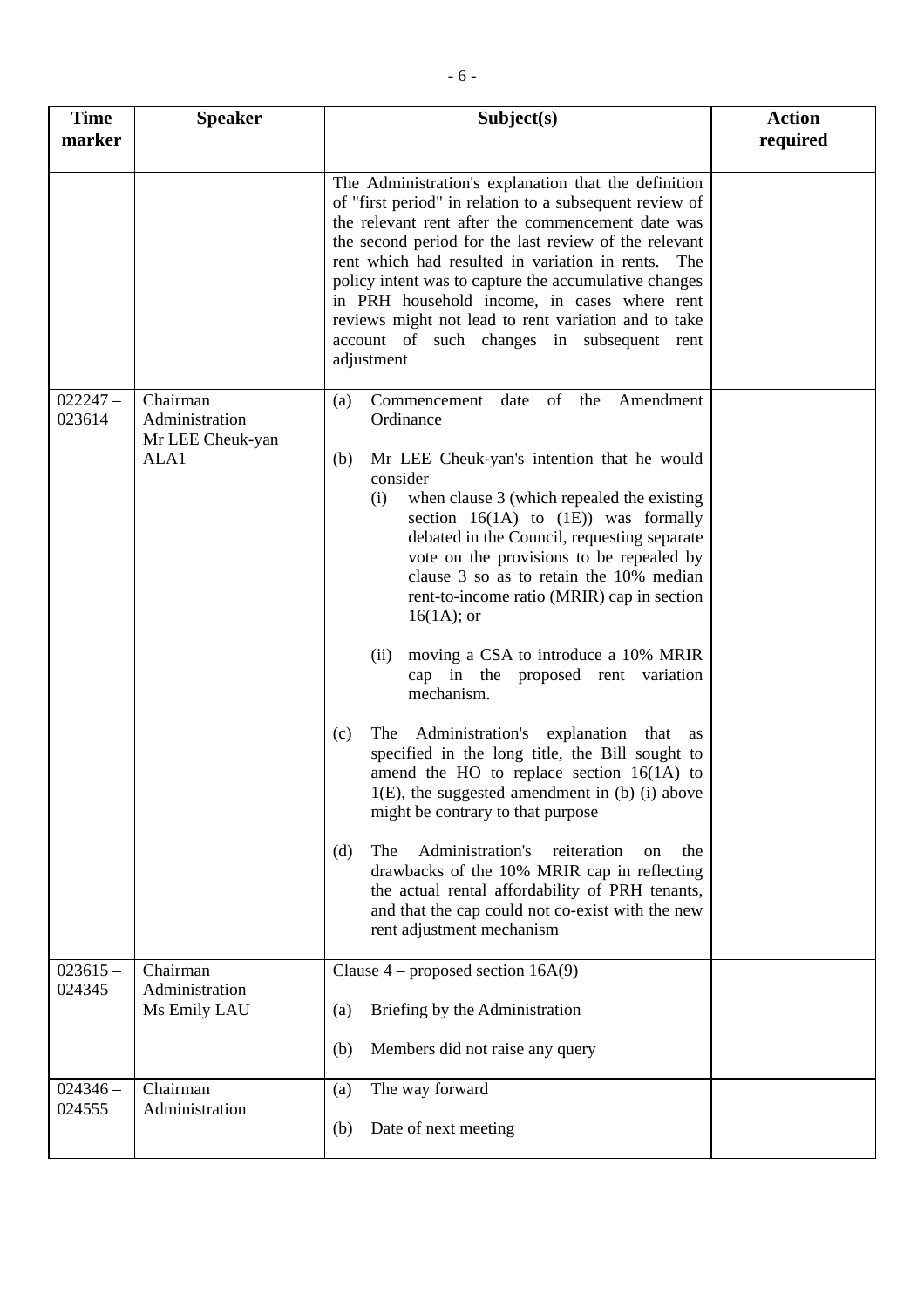| Time marker | Speaker | Subject(s) | Action required |
|---|---|---|---|
| | | The Administration's explanation that the definition of "first period" in relation to a subsequent review of the relevant rent after the commencement date was the second period for the last review of the relevant rent which had resulted in variation in rents. The policy intent was to capture the accumulative changes in PRH household income, in cases where rent reviews might not lead to rent variation and to take account of such changes in subsequent rent adjustment | |
| 022247 – 023614 | Chairman<br>Administration<br>Mr LEE Cheuk-yan<br>ALA1 | (a) Commencement date of the Amendment Ordinance<br><br>(b) Mr LEE Cheuk-yan's intention that he would consider<br>(i) when clause 3 (which repealed the existing section 16(1A) to (1E)) was formally debated in the Council, requesting separate vote on the provisions to be repealed by clause 3 so as to retain the 10% median rent-to-income ratio (MRIR) cap in section 16(1A); or<br><br>(ii) moving a CSA to introduce a 10% MRIR cap in the proposed rent variation mechanism.<br><br>(c) The Administration's explanation that as specified in the long title, the Bill sought to amend the HO to replace section 16(1A) to 1(E), the suggested amendment in (b) (i) above might be contrary to that purpose<br><br>(d) The Administration's reiteration on the drawbacks of the 10% MRIR cap in reflecting the actual rental affordability of PRH tenants, and that the cap could not co-exist with the new rent adjustment mechanism | |
| 023615 – 024345 | Chairman<br>Administration<br>Ms Emily LAU | <u>Clause 4 – proposed section 16A(9)</u><br><br>(a) Briefing by the Administration<br><br>(b) Members did not raise any query | |
| 024346 – 024555 | Chairman<br>Administration | (a) The way forward<br><br>(b) Date of next meeting | |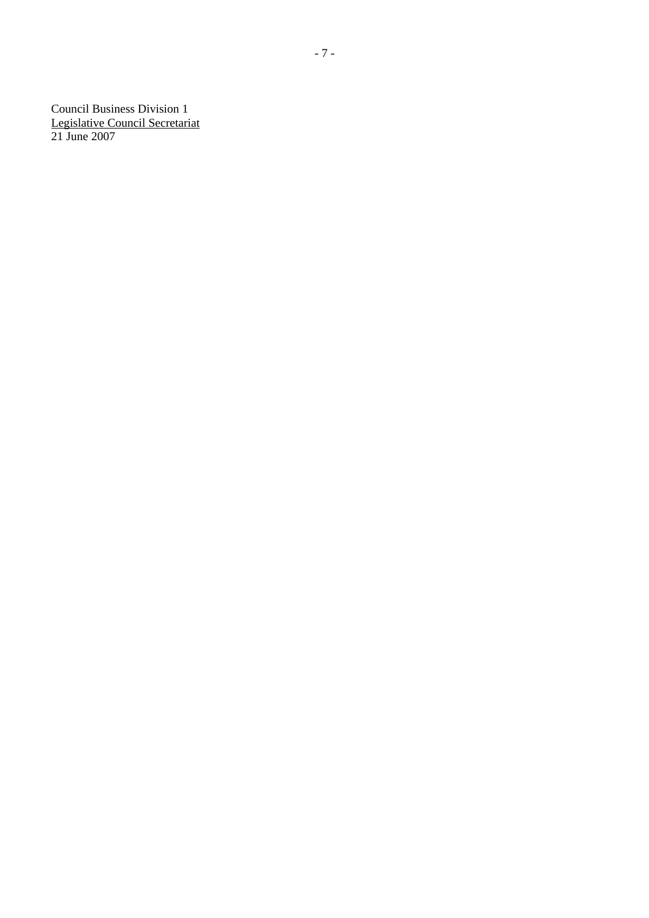Council Business Division 1
Legislative Council Secretariat
21 June 2007